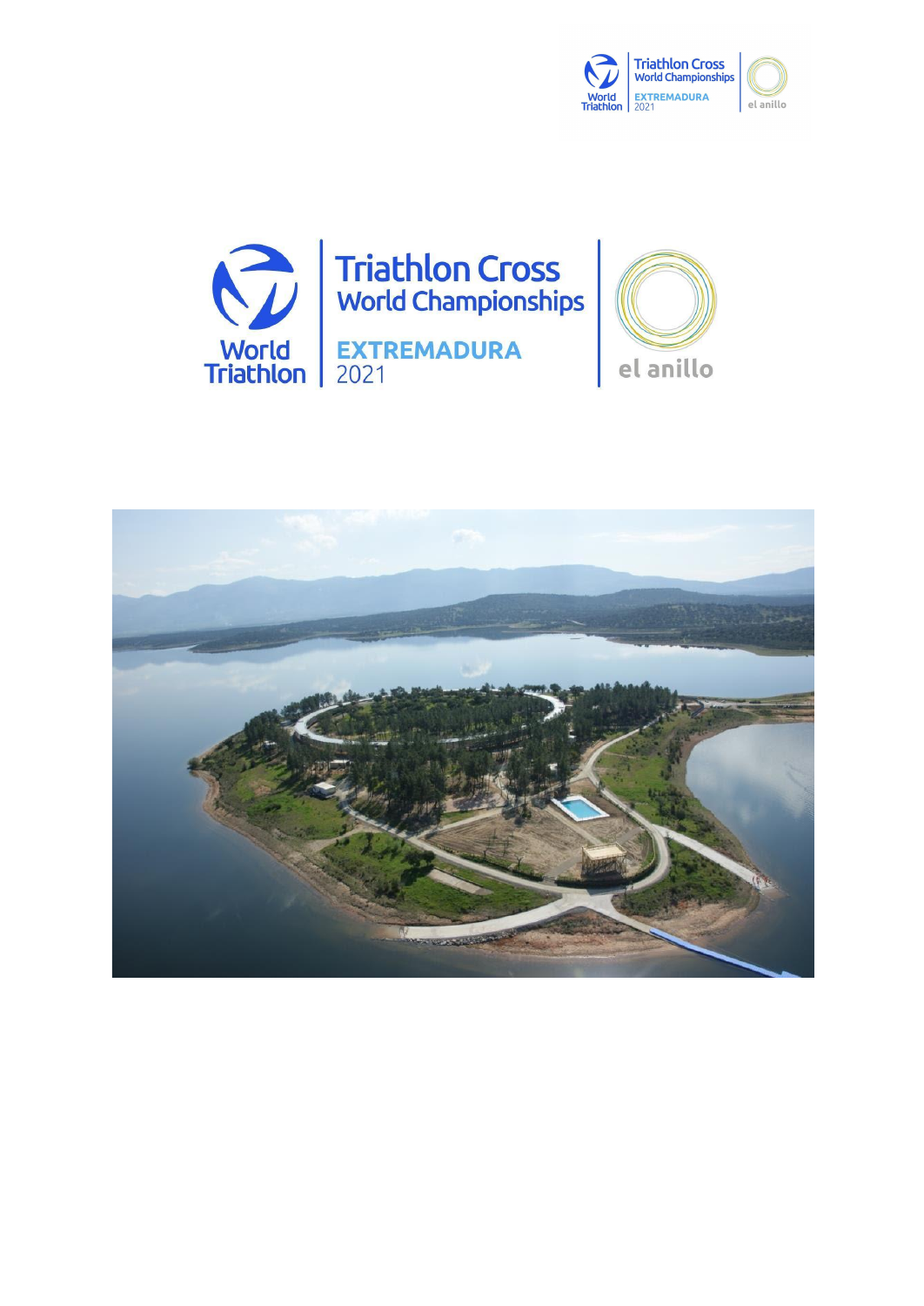# Triathlon Cross World Championships

## EXTREMADURA 2021

World Triathlon

el anillo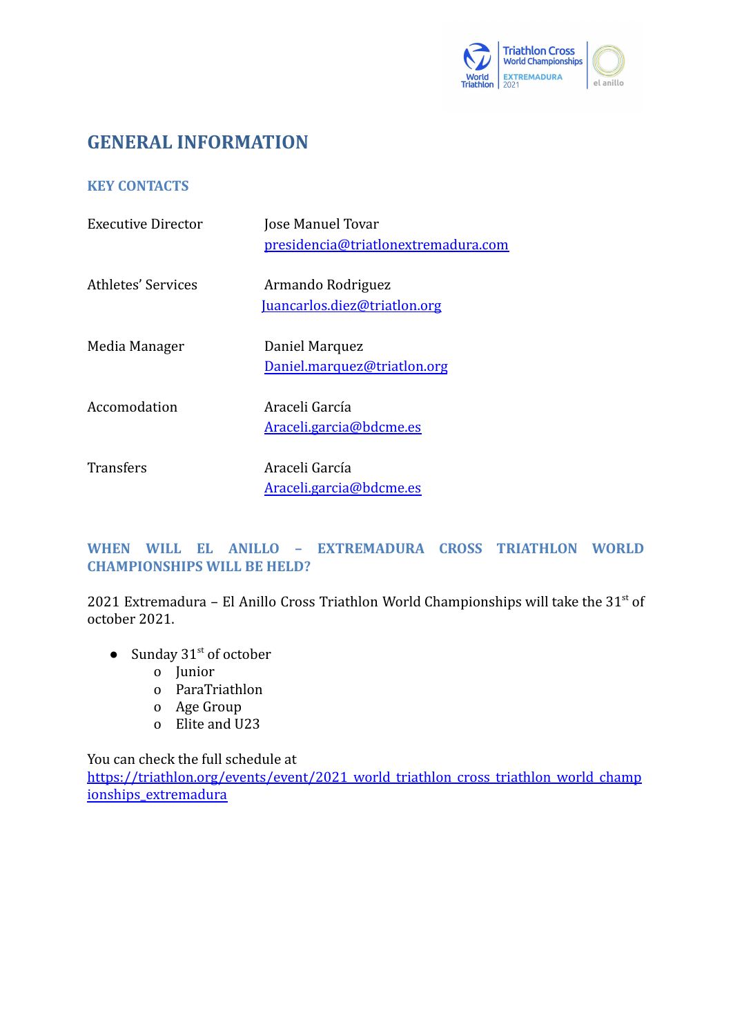# GENERAL INFORMATION

## KEY CONTACTS

| | |
|---|---|
| Executive Director | Jose Manuel Tovar<br>presidencia@triatlonextremadura.com |
| Athletes' Services | Armando Rodriguez<br>Juancarlos.diez@triatlon.org |
| Media Manager | Daniel Marquez<br>Daniel.marquez@triatlon.org |
| Accomodation | Araceli García<br>Araceli.garcia@bdcme.es |
| Transfers | Araceli García<br>Araceli.garcia@bdcme.es |

## WHEN WILL EL ANILLO – EXTREMADURA CROSS TRIATHLON WORLD CHAMPIONSHIPS WILL BE HELD?

2021 Extremadura – El Anillo Cross Triathlon World Championships will take the 31st of october 2021.

- Sunday 31st of october
  - Junior
  - ParaTriathlon
  - Age Group
  - Elite and U23

You can check the full schedule at https://triathlon.org/events/event/2021_world_triathlon_cross_triathlon_world_championships_extremadura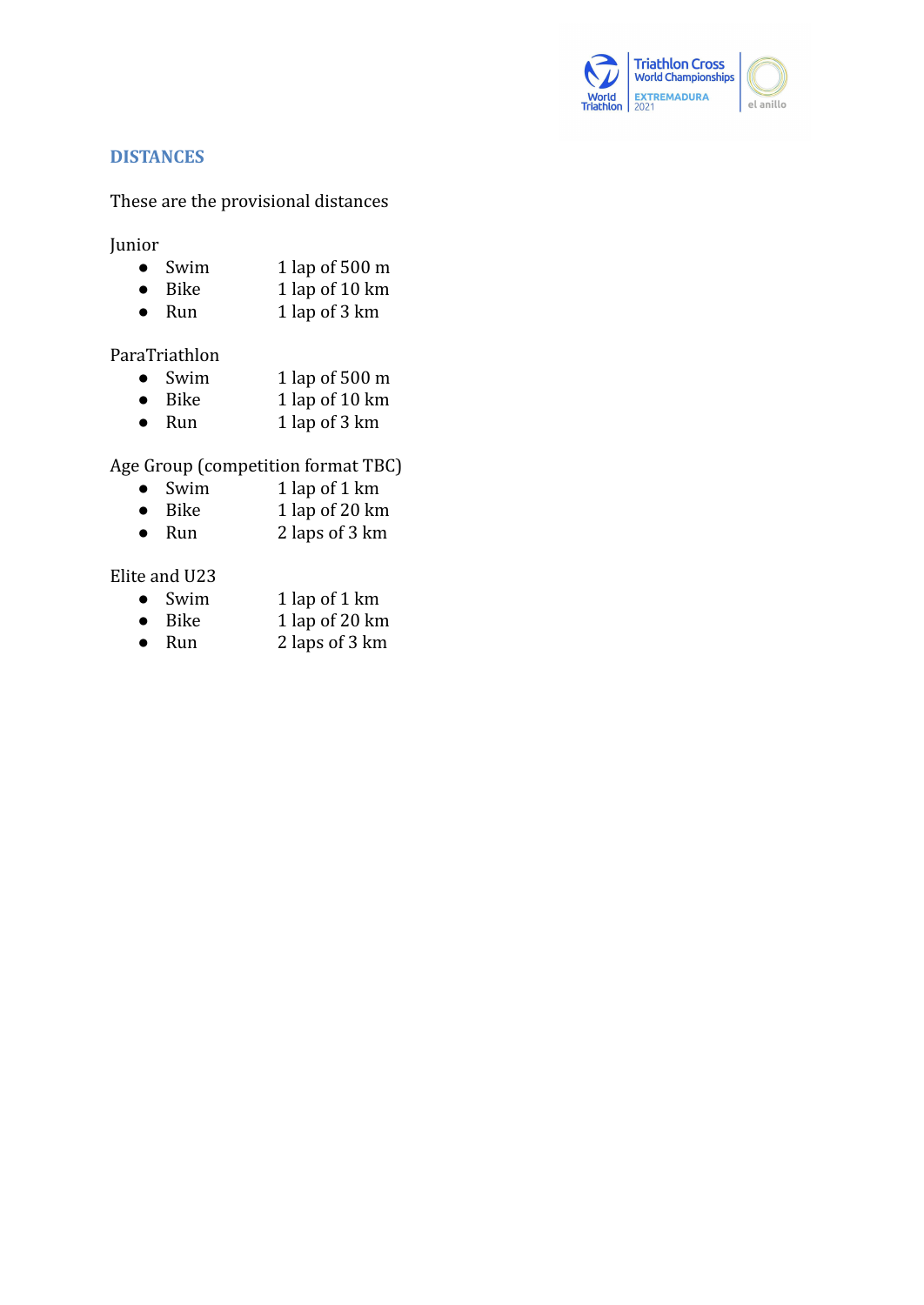## DISTANCES

These are the provisional distances

Junior

- Swim 1 lap of 500 m
- Bike 1 lap of 10 km
- Run 1 lap of 3 km

ParaTriathlon

- Swim 1 lap of 500 m
- Bike 1 lap of 10 km
- Run 1 lap of 3 km

Age Group (competition format TBC)

- Swim 1 lap of 1 km
- Bike 1 lap of 20 km
- Run 2 laps of 3 km

Elite and U23

- Swim 1 lap of 1 km
- Bike 1 lap of 20 km
- Run 2 laps of 3 km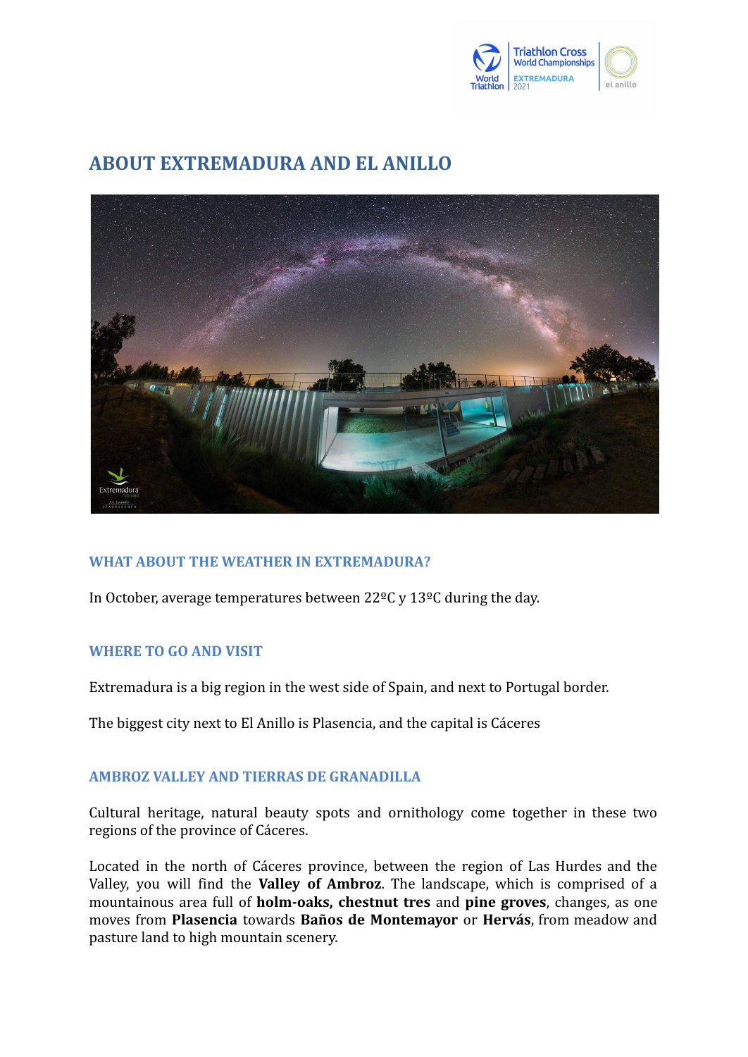# ABOUT EXTREMADURA AND EL ANILLO

### WHAT ABOUT THE WEATHER IN EXTREMADURA?

In October, average temperatures between 22ºC y 13ºC during the day.

### WHERE TO GO AND VISIT

Extremadura is a big region in the west side of Spain, and next to Portugal border.

The biggest city next to El Anillo is Plasencia, and the capital is Cáceres

### AMBROZ VALLEY AND TIERRAS DE GRANADILLA

Cultural heritage, natural beauty spots and ornithology come together in these two regions of the province of Cáceres.

Located in the north of Cáceres province, between the region of Las Hurdes and the Valley, you will find the **Valley of Ambroz**. The landscape, which is comprised of a mountainous area full of **holm-oaks, chestnut tres** and **pine groves**, changes, as one moves from **Plasencia** towards **Baños de Montemayor** or **Hervás**, from meadow and pasture land to high mountain scenery.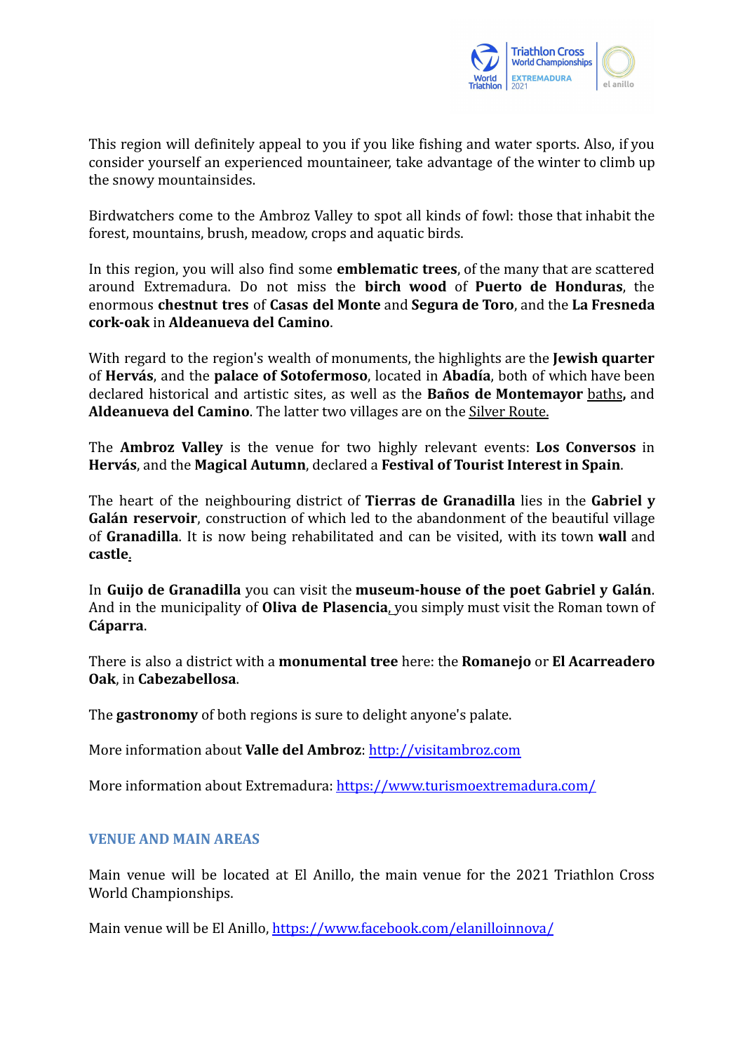This region will definitely appeal to you if you like fishing and water sports. Also, if you consider yourself an experienced mountaineer, take advantage of the winter to climb up the snowy mountainsides.

Birdwatchers come to the Ambroz Valley to spot all kinds of fowl: those that inhabit the forest, mountains, brush, meadow, crops and aquatic birds.

In this region, you will also find some **emblematic trees**, of the many that are scattered around Extremadura. Do not miss the **birch wood** of **Puerto de Honduras**, the enormous **chestnut tres** of **Casas del Monte** and **Segura de Toro**, and the **La Fresneda cork-oak** in **Aldeanueva del Camino**.

With regard to the region's wealth of monuments, the highlights are the **Jewish quarter** of **Hervás**, and the **palace of Sotofermoso**, located in **Abadía**, both of which have been declared historical and artistic sites, as well as the **Baños de Montemayor** baths**,** and **Aldeanueva del Camino**. The latter two villages are on the Silver Route.

The **Ambroz Valley** is the venue for two highly relevant events: **Los Conversos** in **Hervás**, and the **Magical Autumn**, declared a **Festival of Tourist Interest in Spain**.

The heart of the neighbouring district of **Tierras de Granadilla** lies in the **Gabriel y Galán reservoir**, construction of which led to the abandonment of the beautiful village of **Granadilla**. It is now being rehabilitated and can be visited, with its town **wall** and **castle**.

In **Guijo de Granadilla** you can visit the **museum-house of the poet Gabriel y Galán**. And in the municipality of **Oliva de Plasencia**, you simply must visit the Roman town of **Cáparra**.

There is also a district with a **monumental tree** here: the **Romanejo** or **El Acarreadero Oak**, in **Cabezabellosa**.

The **gastronomy** of both regions is sure to delight anyone's palate.

More information about **Valle del Ambroz**: http://visitambroz.com

More information about Extremadura: https://www.turismoextremadura.com/

## VENUE AND MAIN AREAS

Main venue will be located at El Anillo, the main venue for the 2021 Triathlon Cross World Championships.

Main venue will be El Anillo, https://www.facebook.com/elanilloinnova/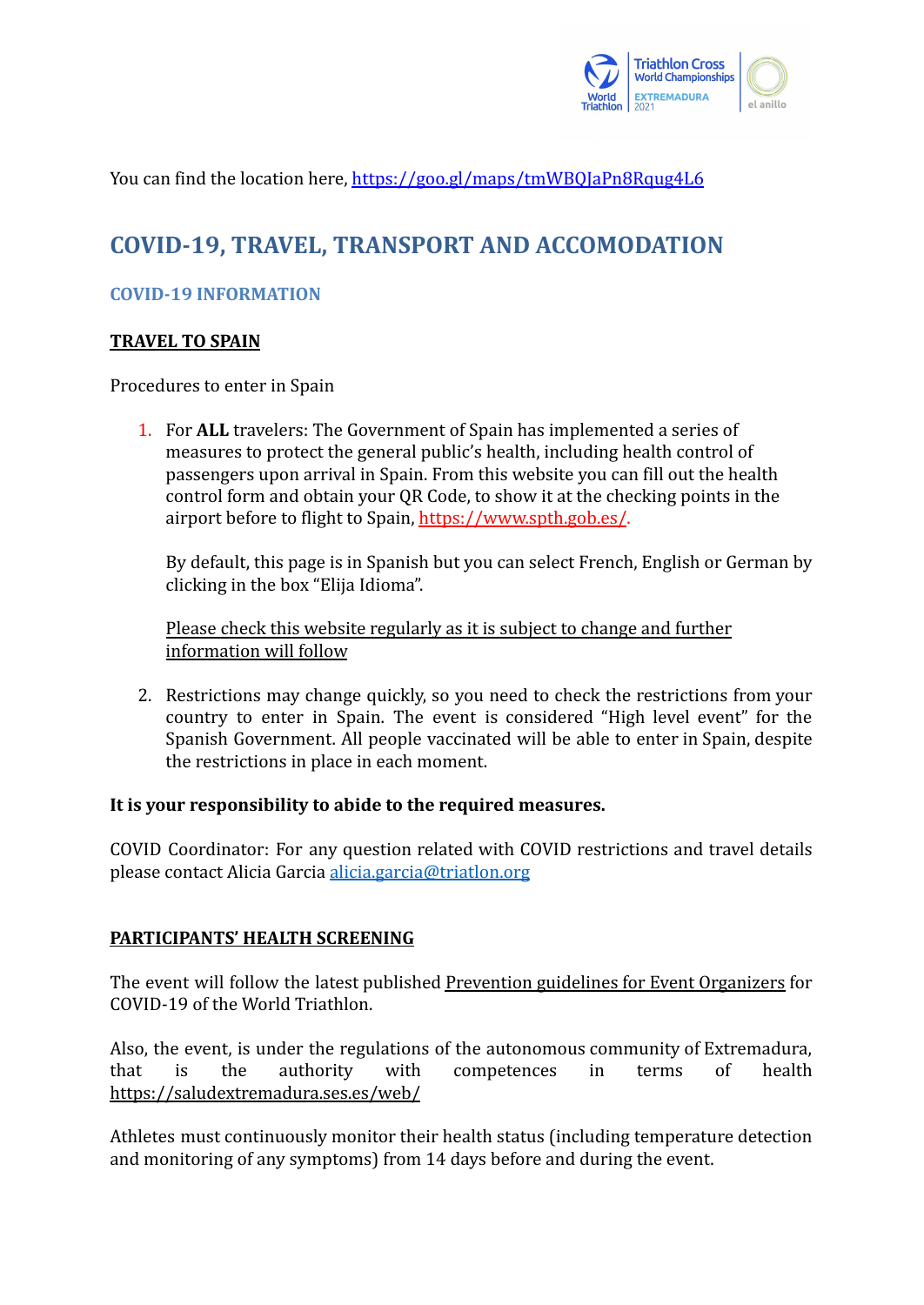You can find the location here, https://goo.gl/maps/tmWBQJaPn8Rqug4L6

## COVID-19, TRAVEL, TRANSPORT AND ACCOMODATION

### COVID-19 INFORMATION

**TRAVEL TO SPAIN**

Procedures to enter in Spain

1. For **ALL** travelers: The Government of Spain has implemented a series of measures to protect the general public's health, including health control of passengers upon arrival in Spain. From this website you can fill out the health control form and obtain your QR Code, to show it at the checking points in the airport before to flight to Spain, https://www.spth.gob.es/.

   By default, this page is in Spanish but you can select French, English or German by clicking in the box "Elija Idioma".

   Please check this website regularly as it is subject to change and further information will follow

2. Restrictions may change quickly, so you need to check the restrictions from your country to enter in Spain. The event is considered "High level event" for the Spanish Government. All people vaccinated will be able to enter in Spain, despite the restrictions in place in each moment.

**It is your responsibility to abide to the required measures.**

COVID Coordinator: For any question related with COVID restrictions and travel details please contact Alicia Garcia alicia.garcia@triatlon.org

**PARTICIPANTS' HEALTH SCREENING**

The event will follow the latest published Prevention guidelines for Event Organizers for COVID-19 of the World Triathlon.

Also, the event, is under the regulations of the autonomous community of Extremadura, that is the authority with competences in terms of health https://saludextremadura.ses.es/web/

Athletes must continuously monitor their health status (including temperature detection and monitoring of any symptoms) from 14 days before and during the event.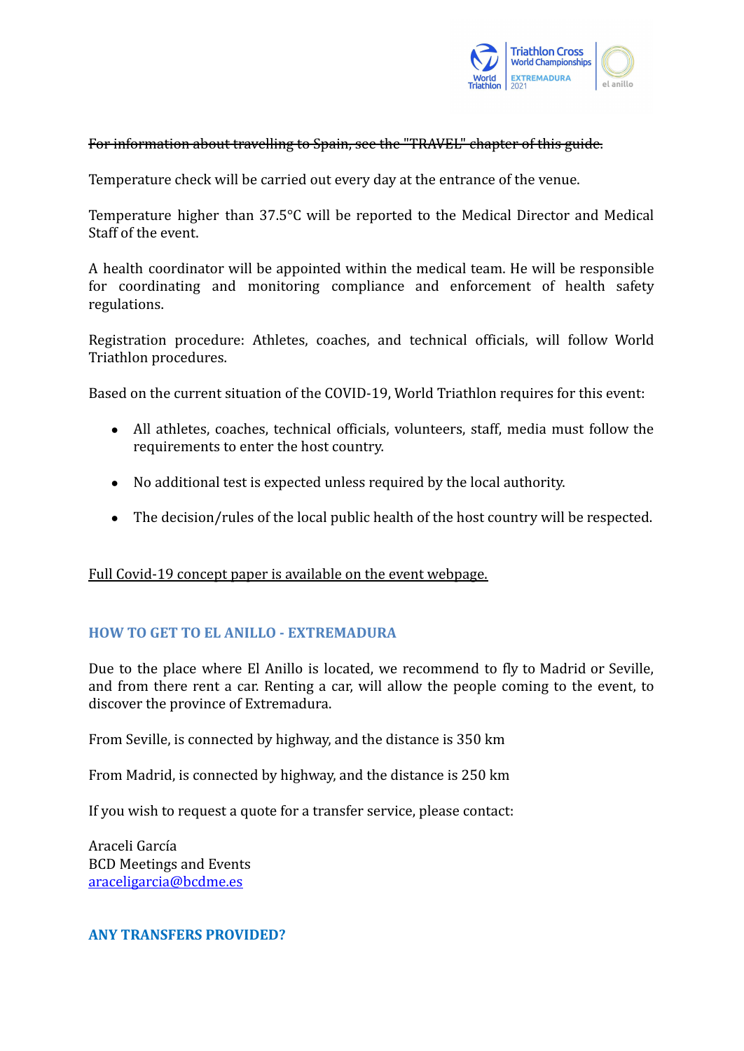~~For information about travelling to Spain, see the "TRAVEL" chapter of this guide.~~

Temperature check will be carried out every day at the entrance of the venue.

Temperature higher than 37.5°C will be reported to the Medical Director and Medical Staff of the event.

A health coordinator will be appointed within the medical team. He will be responsible for coordinating and monitoring compliance and enforcement of health safety regulations.

Registration procedure: Athletes, coaches, and technical officials, will follow World Triathlon procedures.

Based on the current situation of the COVID-19, World Triathlon requires for this event:

- All athletes, coaches, technical officials, volunteers, staff, media must follow the requirements to enter the host country.
- No additional test is expected unless required by the local authority.
- The decision/rules of the local public health of the host country will be respected.

Full Covid-19 concept paper is available on the event webpage.

## HOW TO GET TO EL ANILLO - EXTREMADURA

Due to the place where El Anillo is located, we recommend to fly to Madrid or Seville, and from there rent a car. Renting a car, will allow the people coming to the event, to discover the province of Extremadura.

From Seville, is connected by highway, and the distance is 350 km

From Madrid, is connected by highway, and the distance is 250 km

If you wish to request a quote for a transfer service, please contact:

Araceli García
BCD Meetings and Events
araceligarcia@bcdme.es

## ANY TRANSFERS PROVIDED?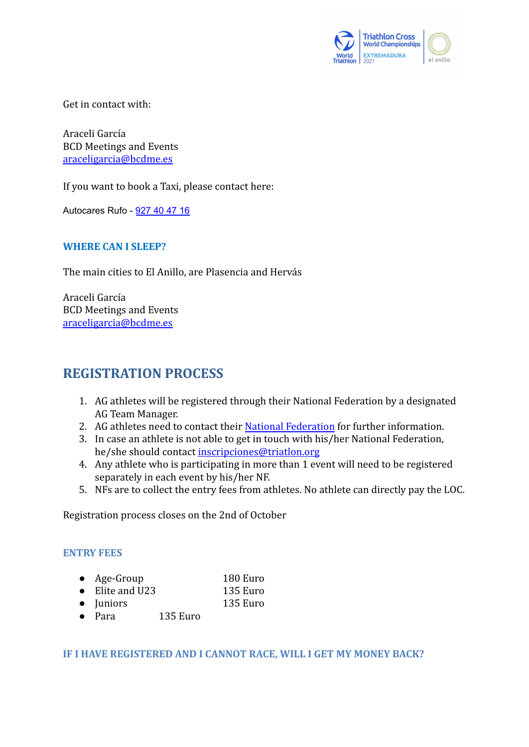Get in contact with:

Araceli García
BCD Meetings and Events
[araceligarcia@bcdme.es](mailto:araceligarcia@bcdme.es)

If you want to book a Taxi, please contact here:

Autocares Rufo - 927 40 47 16

### WHERE CAN I SLEEP?

The main cities to El Anillo, are Plasencia and Hervás

Araceli García
BCD Meetings and Events
[araceligarcia@bcdme.es](mailto:araceligarcia@bcdme.es)

## REGISTRATION PROCESS

1. AG athletes will be registered through their National Federation by a designated AG Team Manager.
2. AG athletes need to contact their National Federation for further information.
3. In case an athlete is not able to get in touch with his/her National Federation, he/she should contact [inscripciones@triatlon.org](mailto:inscripciones@triatlon.org)
4. Any athlete who is participating in more than 1 event will need to be registered separately in each event by his/her NF.
5. NFs are to collect the entry fees from athletes. No athlete can directly pay the LOC.

Registration process closes on the 2nd of October

### ENTRY FEES

- Age-Group 180 Euro
- Elite and U23 135 Euro
- Juniors 135 Euro
- Para 135 Euro

### IF I HAVE REGISTERED AND I CANNOT RACE, WILL I GET MY MONEY BACK?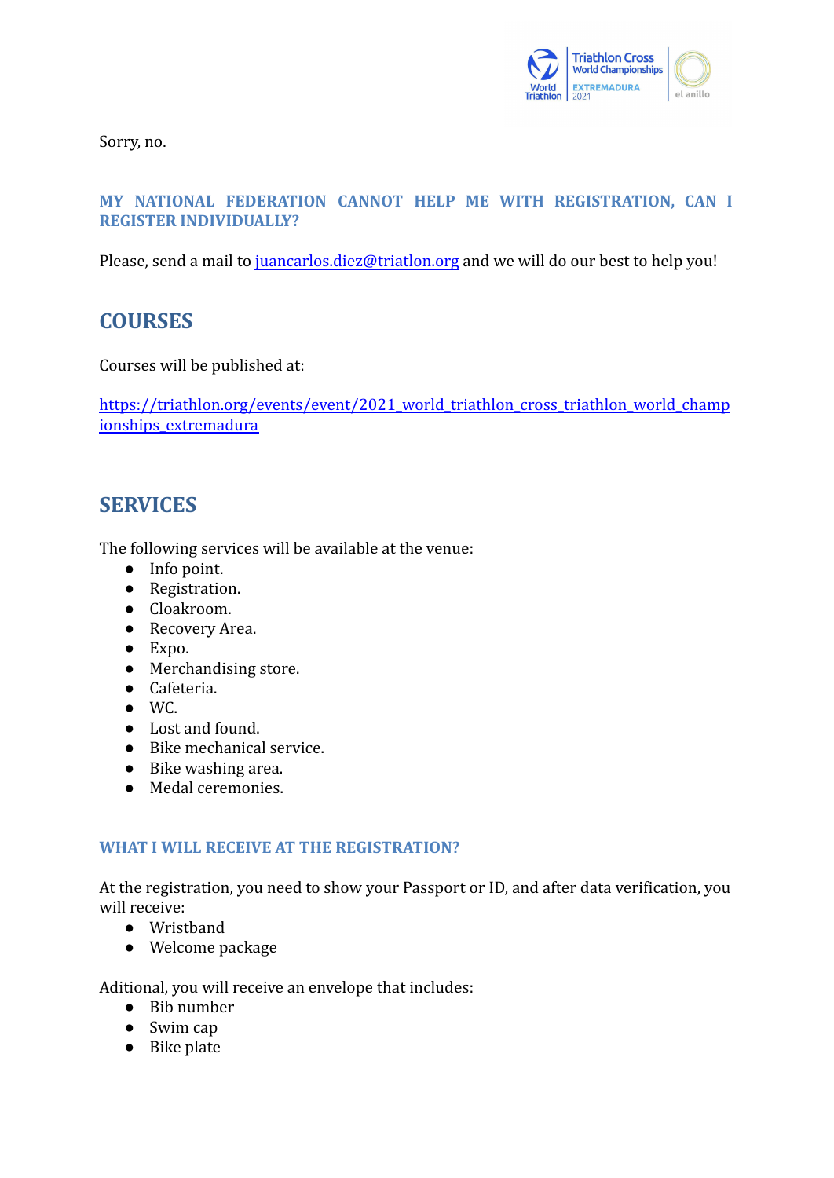Sorry, no.

### MY NATIONAL FEDERATION CANNOT HELP ME WITH REGISTRATION, CAN I REGISTER INDIVIDUALLY?

Please, send a mail to [juancarlos.diez@triatlon.org](mailto:juancarlos.diez@triatlon.org) and we will do our best to help you!

## COURSES

Courses will be published at:

[https://triathlon.org/events/event/2021_world_triathlon_cross_triathlon_world_championships_extremadura](https://triathlon.org/events/event/2021_world_triathlon_cross_triathlon_world_championships_extremadura)

## SERVICES

The following services will be available at the venue:

- Info point.
- Registration.
- Cloakroom.
- Recovery Area.
- Expo.
- Merchandising store.
- Cafeteria.
- WC.
- Lost and found.
- Bike mechanical service.
- Bike washing area.
- Medal ceremonies.

### WHAT I WILL RECEIVE AT THE REGISTRATION?

At the registration, you need to show your Passport or ID, and after data verification, you will receive:

- Wristband
- Welcome package

Aditional, you will receive an envelope that includes:

- Bib number
- Swim cap
- Bike plate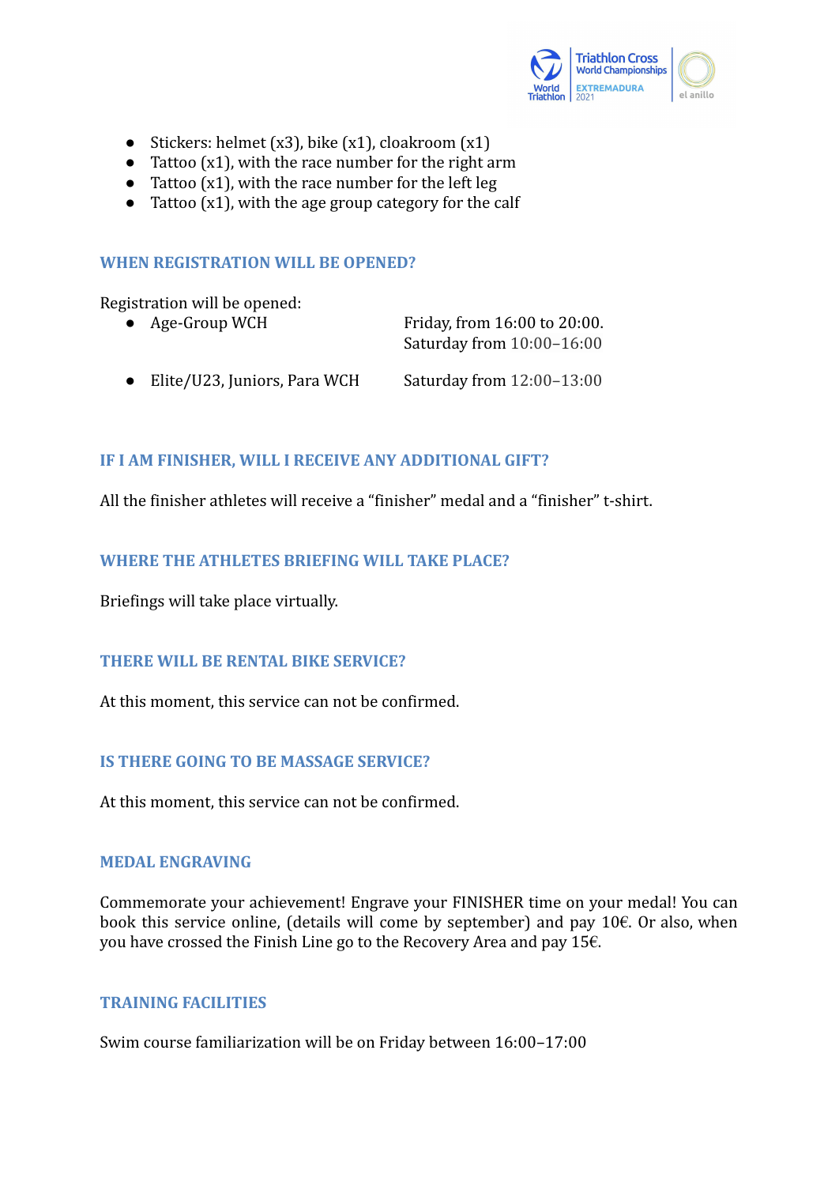- Stickers: helmet (x3), bike (x1), cloakroom (x1)
- Tattoo (x1), with the race number for the right arm
- Tattoo (x1), with the race number for the left leg
- Tattoo (x1), with the age group category for the calf

### WHEN REGISTRATION WILL BE OPENED?

Registration will be opened:

| | |
|---|---|
| Age-Group WCH | Friday, from 16:00 to 20:00.<br>Saturday from 10:00–16:00 |
| Elite/U23, Juniors, Para WCH | Saturday from 12:00–13:00 |

### IF I AM FINISHER, WILL I RECEIVE ANY ADDITIONAL GIFT?

All the finisher athletes will receive a “finisher” medal and a “finisher” t-shirt.

### WHERE THE ATHLETES BRIEFING WILL TAKE PLACE?

Briefings will take place virtually.

### THERE WILL BE RENTAL BIKE SERVICE?

At this moment, this service can not be confirmed.

### IS THERE GOING TO BE MASSAGE SERVICE?

At this moment, this service can not be confirmed.

### MEDAL ENGRAVING

Commemorate your achievement! Engrave your FINISHER time on your medal! You can book this service online, (details will come by september) and pay 10€. Or also, when you have crossed the Finish Line go to the Recovery Area and pay 15€.

### TRAINING FACILITIES

Swim course familiarization will be on Friday between 16:00–17:00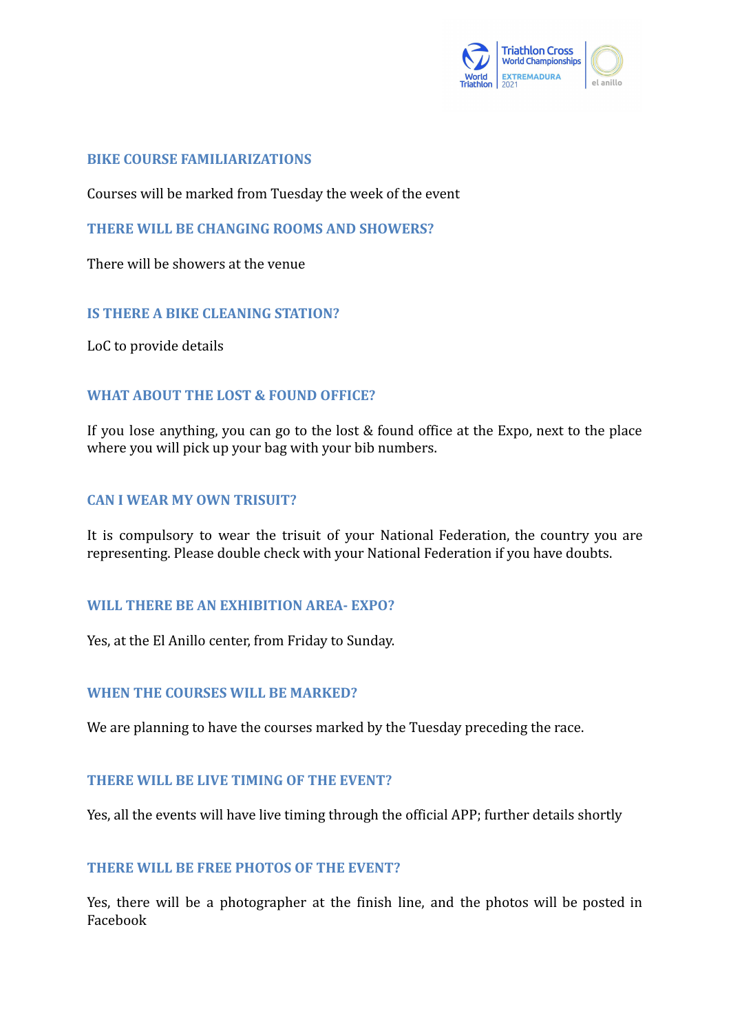### BIKE COURSE FAMILIARIZATIONS

Courses will be marked from Tuesday the week of the event

### THERE WILL BE CHANGING ROOMS AND SHOWERS?

There will be showers at the venue

### IS THERE A BIKE CLEANING STATION?

LoC to provide details

### WHAT ABOUT THE LOST & FOUND OFFICE?

If you lose anything, you can go to the lost & found office at the Expo, next to the place where you will pick up your bag with your bib numbers.

### CAN I WEAR MY OWN TRISUIT?

It is compulsory to wear the trisuit of your National Federation, the country you are representing. Please double check with your National Federation if you have doubts.

### WILL THERE BE AN EXHIBITION AREA- EXPO?

Yes, at the El Anillo center, from Friday to Sunday.

### WHEN THE COURSES WILL BE MARKED?

We are planning to have the courses marked by the Tuesday preceding the race.

### THERE WILL BE LIVE TIMING OF THE EVENT?

Yes, all the events will have live timing through the official APP; further details shortly

### THERE WILL BE FREE PHOTOS OF THE EVENT?

Yes, there will be a photographer at the finish line, and the photos will be posted in Facebook